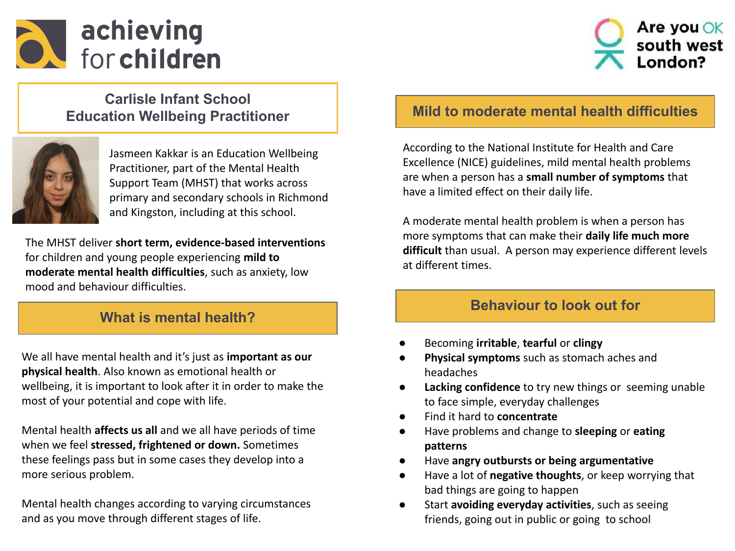achieving for children

Are you OK south west London?

## Carlisle Infant School
## Education Wellbeing Practitioner

Jasmeen Kakkar is an Education Wellbeing Practitioner, part of the Mental Health Support Team (MHST) that works across primary and secondary schools in Richmond and Kingston, including at this school.

The MHST deliver **short term, evidence-based interventions** for children and young people experiencing **mild to moderate mental health difficulties**, such as anxiety, low mood and behaviour difficulties.

## What is mental health?

We all have mental health and it's just as **important as our physical health**. Also known as emotional health or wellbeing, it is important to look after it in order to make the most of your potential and cope with life.

Mental health **affects us all** and we all have periods of time when we feel **stressed, frightened or down.** Sometimes these feelings pass but in some cases they develop into a more serious problem.

Mental health changes according to varying circumstances and as you move through different stages of life.

## Mild to moderate mental health difficulties

According to the National Institute for Health and Care Excellence (NICE) guidelines, mild mental health problems are when a person has a **small number of symptoms** that have a limited effect on their daily life.

A moderate mental health problem is when a person has more symptoms that can make their **daily life much more difficult** than usual. A person may experience different levels at different times.

## Behaviour to look out for

- Becoming **irritable**, **tearful** or **clingy**
- **Physical symptoms** such as stomach aches and headaches
- **Lacking confidence** to try new things or seeming unable to face simple, everyday challenges
- Find it hard to **concentrate**
- Have problems and change to **sleeping** or **eating patterns**
- Have **angry outbursts or being argumentative**
- Have a lot of **negative thoughts**, or keep worrying that bad things are going to happen
- Start **avoiding everyday activities**, such as seeing friends, going out in public or going to school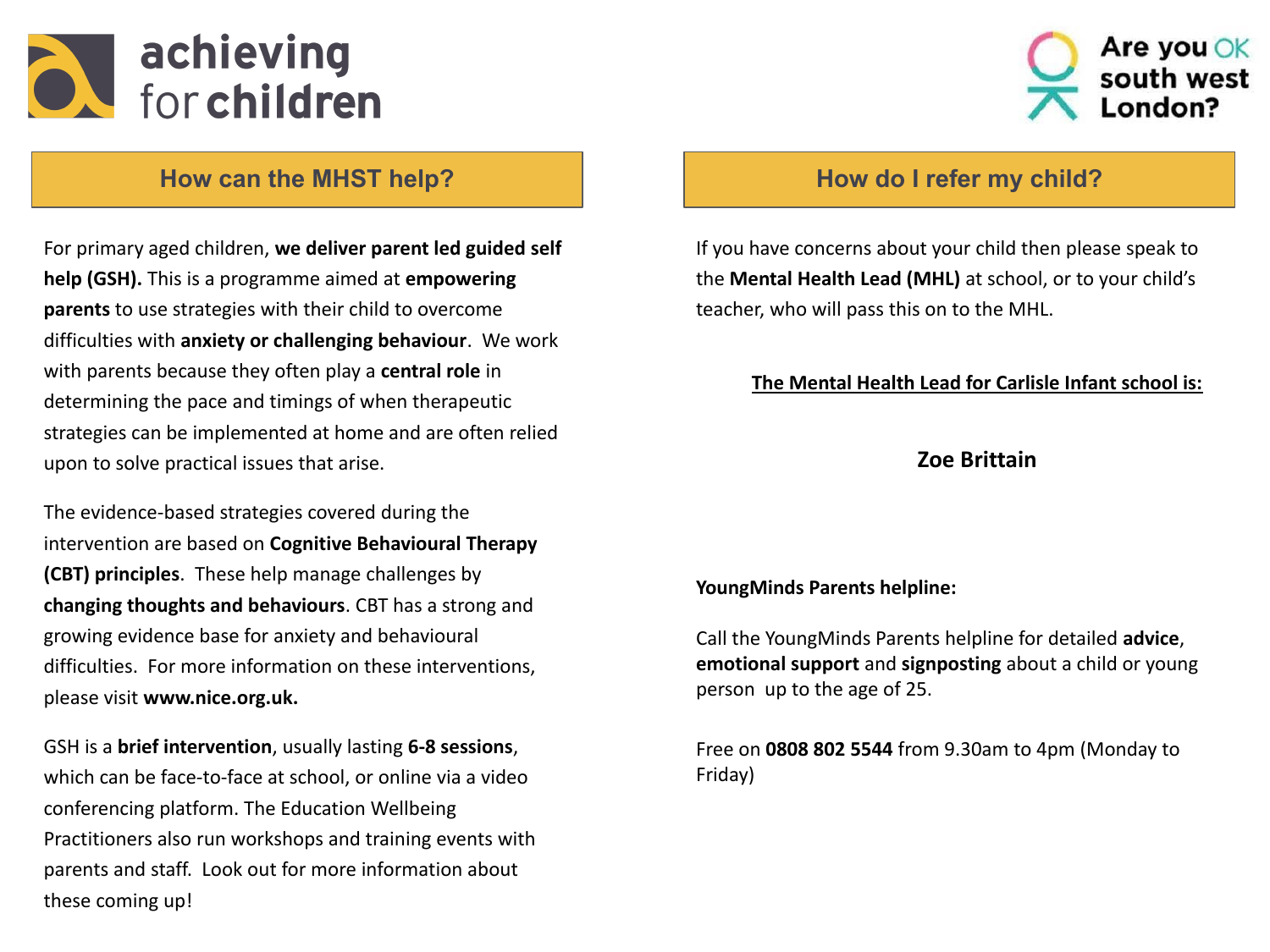achieving for children

Are you OK south west London?

## How can the MHST help?

For primary aged children, **we deliver parent led guided self help (GSH).** This is a programme aimed at **empowering parents** to use strategies with their child to overcome difficulties with **anxiety or challenging behaviour**. We work with parents because they often play a **central role** in determining the pace and timings of when therapeutic strategies can be implemented at home and are often relied upon to solve practical issues that arise.

The evidence-based strategies covered during the intervention are based on **Cognitive Behavioural Therapy (CBT) principles**. These help manage challenges by **changing thoughts and behaviours**. CBT has a strong and growing evidence base for anxiety and behavioural difficulties. For more information on these interventions, please visit **www.nice.org.uk.**

GSH is a **brief intervention**, usually lasting **6-8 sessions**, which can be face-to-face at school, or online via a video conferencing platform. The Education Wellbeing Practitioners also run workshops and training events with parents and staff. Look out for more information about these coming up!

## How do I refer my child?

If you have concerns about your child then please speak to the **Mental Health Lead (MHL)** at school, or to your child's teacher, who will pass this on to the MHL.

**The Mental Health Lead for Carlisle Infant school is:**

**Zoe Brittain**

**YoungMinds Parents helpline:**

Call the YoungMinds Parents helpline for detailed **advice**, **emotional support** and **signposting** about a child or young person up to the age of 25.

Free on **0808 802 5544** from 9.30am to 4pm (Monday to Friday)